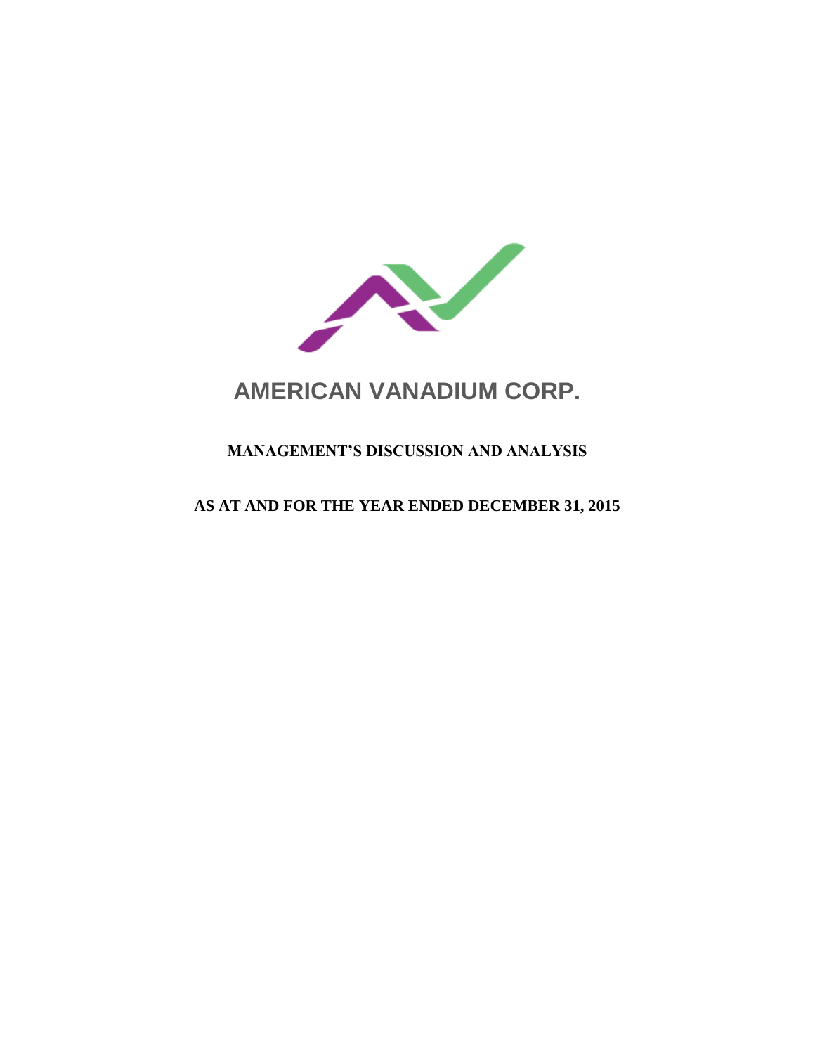# AMERICAN VANADIUM CORP.

## MANAGEMENT'S DISCUSSION AND ANALYSIS

## AS AT AND FOR THE YEAR ENDED DECEMBER 31, 2015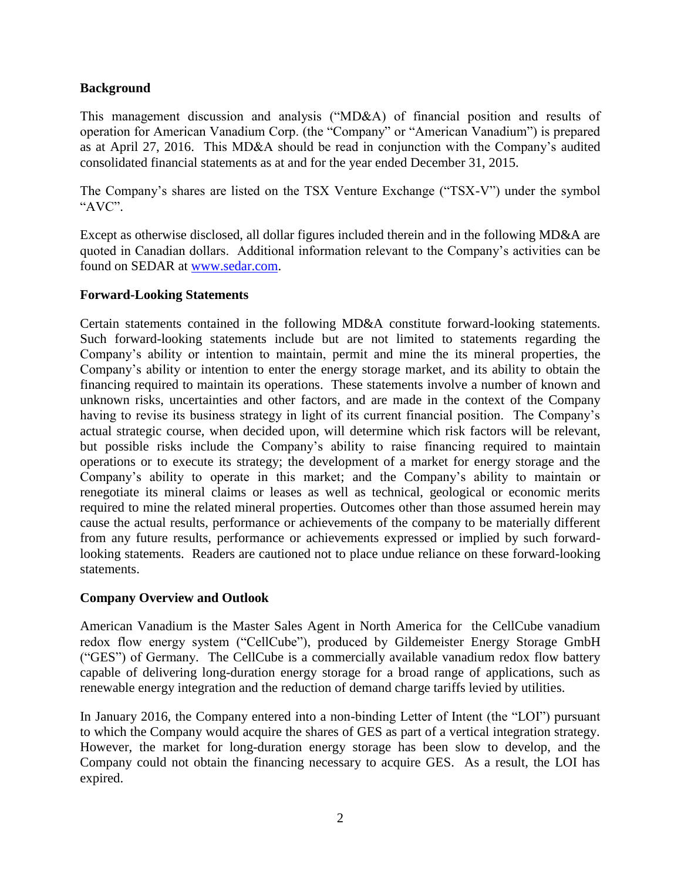## Background

This management discussion and analysis ("MD&A) of financial position and results of operation for American Vanadium Corp. (the "Company" or "American Vanadium") is prepared as at April 27, 2016. This MD&A should be read in conjunction with the Company's audited consolidated financial statements as at and for the year ended December 31, 2015.

The Company's shares are listed on the TSX Venture Exchange ("TSX-V") under the symbol "AVC".

Except as otherwise disclosed, all dollar figures included therein and in the following MD&A are quoted in Canadian dollars. Additional information relevant to the Company's activities can be found on SEDAR at www.sedar.com.

## Forward-Looking Statements

Certain statements contained in the following MD&A constitute forward-looking statements. Such forward-looking statements include but are not limited to statements regarding the Company's ability or intention to maintain, permit and mine the its mineral properties, the Company's ability or intention to enter the energy storage market, and its ability to obtain the financing required to maintain its operations. These statements involve a number of known and unknown risks, uncertainties and other factors, and are made in the context of the Company having to revise its business strategy in light of its current financial position. The Company's actual strategic course, when decided upon, will determine which risk factors will be relevant, but possible risks include the Company's ability to raise financing required to maintain operations or to execute its strategy; the development of a market for energy storage and the Company's ability to operate in this market; and the Company's ability to maintain or renegotiate its mineral claims or leases as well as technical, geological or economic merits required to mine the related mineral properties. Outcomes other than those assumed herein may cause the actual results, performance or achievements of the company to be materially different from any future results, performance or achievements expressed or implied by such forward-looking statements. Readers are cautioned not to place undue reliance on these forward-looking statements.

## Company Overview and Outlook

American Vanadium is the Master Sales Agent in North America for the CellCube vanadium redox flow energy system ("CellCube"), produced by Gildemeister Energy Storage GmbH ("GES") of Germany. The CellCube is a commercially available vanadium redox flow battery capable of delivering long-duration energy storage for a broad range of applications, such as renewable energy integration and the reduction of demand charge tariffs levied by utilities.

In January 2016, the Company entered into a non-binding Letter of Intent (the "LOI") pursuant to which the Company would acquire the shares of GES as part of a vertical integration strategy. However, the market for long-duration energy storage has been slow to develop, and the Company could not obtain the financing necessary to acquire GES. As a result, the LOI has expired.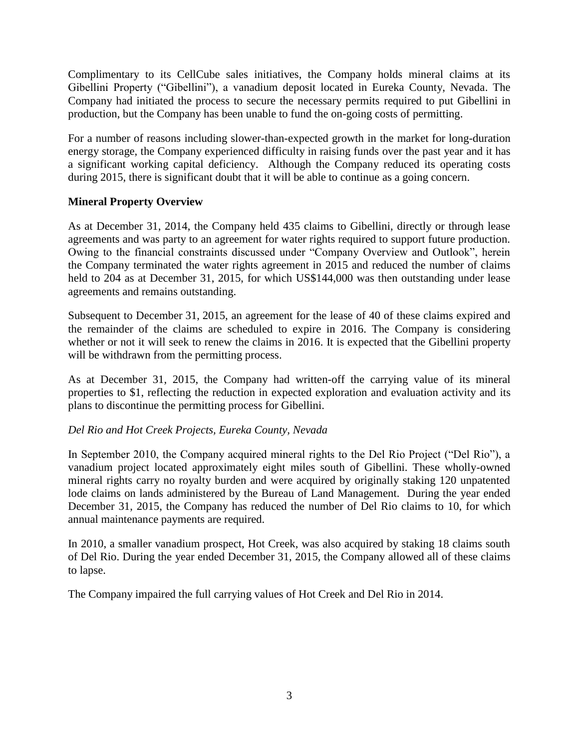Complimentary to its CellCube sales initiatives, the Company holds mineral claims at its Gibellini Property ("Gibellini"), a vanadium deposit located in Eureka County, Nevada. The Company had initiated the process to secure the necessary permits required to put Gibellini in production, but the Company has been unable to fund the on-going costs of permitting.

For a number of reasons including slower-than-expected growth in the market for long-duration energy storage, the Company experienced difficulty in raising funds over the past year and it has a significant working capital deficiency. Although the Company reduced its operating costs during 2015, there is significant doubt that it will be able to continue as a going concern.

## Mineral Property Overview

As at December 31, 2014, the Company held 435 claims to Gibellini, directly or through lease agreements and was party to an agreement for water rights required to support future production. Owing to the financial constraints discussed under "Company Overview and Outlook", herein the Company terminated the water rights agreement in 2015 and reduced the number of claims held to 204 as at December 31, 2015, for which US$144,000 was then outstanding under lease agreements and remains outstanding.

Subsequent to December 31, 2015, an agreement for the lease of 40 of these claims expired and the remainder of the claims are scheduled to expire in 2016. The Company is considering whether or not it will seek to renew the claims in 2016. It is expected that the Gibellini property will be withdrawn from the permitting process.

As at December 31, 2015, the Company had written-off the carrying value of its mineral properties to $1, reflecting the reduction in expected exploration and evaluation activity and its plans to discontinue the permitting process for Gibellini.

### *Del Rio and Hot Creek Projects, Eureka County, Nevada*

In September 2010, the Company acquired mineral rights to the Del Rio Project ("Del Rio"), a vanadium project located approximately eight miles south of Gibellini. These wholly-owned mineral rights carry no royalty burden and were acquired by originally staking 120 unpatented lode claims on lands administered by the Bureau of Land Management. During the year ended December 31, 2015, the Company has reduced the number of Del Rio claims to 10, for which annual maintenance payments are required.

In 2010, a smaller vanadium prospect, Hot Creek, was also acquired by staking 18 claims south of Del Rio. During the year ended December 31, 2015, the Company allowed all of these claims to lapse.

The Company impaired the full carrying values of Hot Creek and Del Rio in 2014.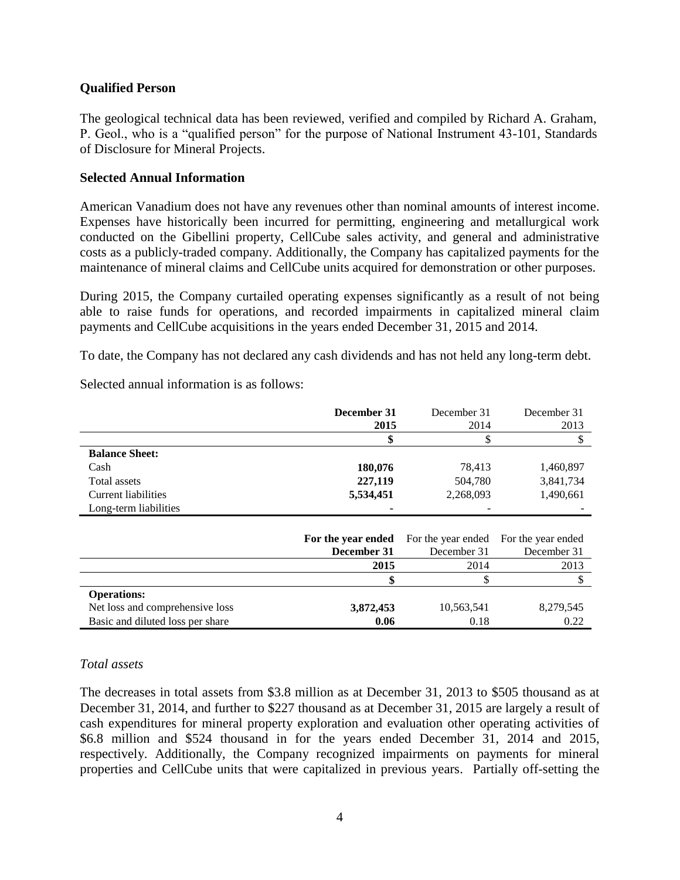**Qualified Person**

The geological technical data has been reviewed, verified and compiled by Richard A. Graham, P. Geol., who is a "qualified person" for the purpose of National Instrument 43-101, Standards of Disclosure for Mineral Projects.

**Selected Annual Information**

American Vanadium does not have any revenues other than nominal amounts of interest income. Expenses have historically been incurred for permitting, engineering and metallurgical work conducted on the Gibellini property, CellCube sales activity, and general and administrative costs as a publicly-traded company. Additionally, the Company has capitalized payments for the maintenance of mineral claims and CellCube units acquired for demonstration or other purposes.

During 2015, the Company curtailed operating expenses significantly as a result of not being able to raise funds for operations, and recorded impairments in capitalized mineral claim payments and CellCube acquisitions in the years ended December 31, 2015 and 2014.

To date, the Company has not declared any cash dividends and has not held any long-term debt.

Selected annual information is as follows:

| | **December 31 2015** | December 31 2014 | December 31 2013 |
|---|---|---|---|
| | **$** | $ | $ |
| **Balance Sheet:** | | | |
| Cash | **180,076** | 78,413 | 1,460,897 |
| Total assets | **227,119** | 504,780 | 3,841,734 |
| Current liabilities | **5,534,451** | 2,268,093 | 1,490,661 |
| Long-term liabilities | **-** | - | - |

| | **For the year ended December 31** | For the year ended December 31 | For the year ended December 31 |
|---|---|---|---|
| | **2015** | 2014 | 2013 |
| | **$** | $ | $ |
| **Operations:** | | | |
| Net loss and comprehensive loss | **3,872,453** | 10,563,541 | 8,279,545 |
| Basic and diluted loss per share | **0.06** | 0.18 | 0.22 |

*Total assets*

The decreases in total assets from $3.8 million as at December 31, 2013 to $505 thousand as at December 31, 2014, and further to $227 thousand as at December 31, 2015 are largely a result of cash expenditures for mineral property exploration and evaluation other operating activities of $6.8 million and $524 thousand in for the years ended December 31, 2014 and 2015, respectively. Additionally, the Company recognized impairments on payments for mineral properties and CellCube units that were capitalized in previous years. Partially off-setting the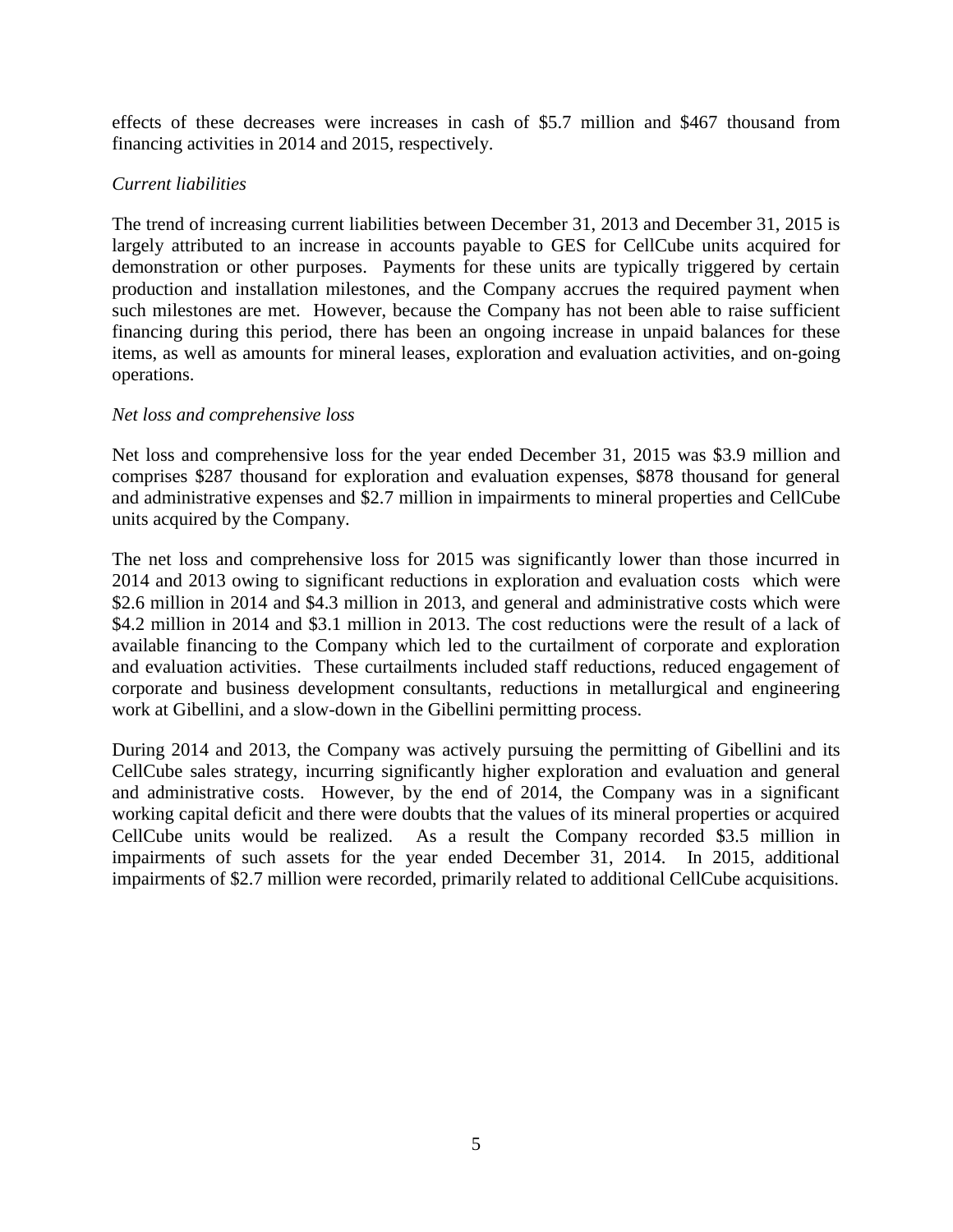effects of these decreases were increases in cash of $5.7 million and $467 thousand from financing activities in 2014 and 2015, respectively.

*Current liabilities*

The trend of increasing current liabilities between December 31, 2013 and December 31, 2015 is largely attributed to an increase in accounts payable to GES for CellCube units acquired for demonstration or other purposes. Payments for these units are typically triggered by certain production and installation milestones, and the Company accrues the required payment when such milestones are met. However, because the Company has not been able to raise sufficient financing during this period, there has been an ongoing increase in unpaid balances for these items, as well as amounts for mineral leases, exploration and evaluation activities, and on-going operations.

*Net loss and comprehensive loss*

Net loss and comprehensive loss for the year ended December 31, 2015 was $3.9 million and comprises $287 thousand for exploration and evaluation expenses, $878 thousand for general and administrative expenses and $2.7 million in impairments to mineral properties and CellCube units acquired by the Company.

The net loss and comprehensive loss for 2015 was significantly lower than those incurred in 2014 and 2013 owing to significant reductions in exploration and evaluation costs which were $2.6 million in 2014 and $4.3 million in 2013, and general and administrative costs which were $4.2 million in 2014 and $3.1 million in 2013. The cost reductions were the result of a lack of available financing to the Company which led to the curtailment of corporate and exploration and evaluation activities. These curtailments included staff reductions, reduced engagement of corporate and business development consultants, reductions in metallurgical and engineering work at Gibellini, and a slow-down in the Gibellini permitting process.

During 2014 and 2013, the Company was actively pursuing the permitting of Gibellini and its CellCube sales strategy, incurring significantly higher exploration and evaluation and general and administrative costs. However, by the end of 2014, the Company was in a significant working capital deficit and there were doubts that the values of its mineral properties or acquired CellCube units would be realized. As a result the Company recorded $3.5 million in impairments of such assets for the year ended December 31, 2014. In 2015, additional impairments of $2.7 million were recorded, primarily related to additional CellCube acquisitions.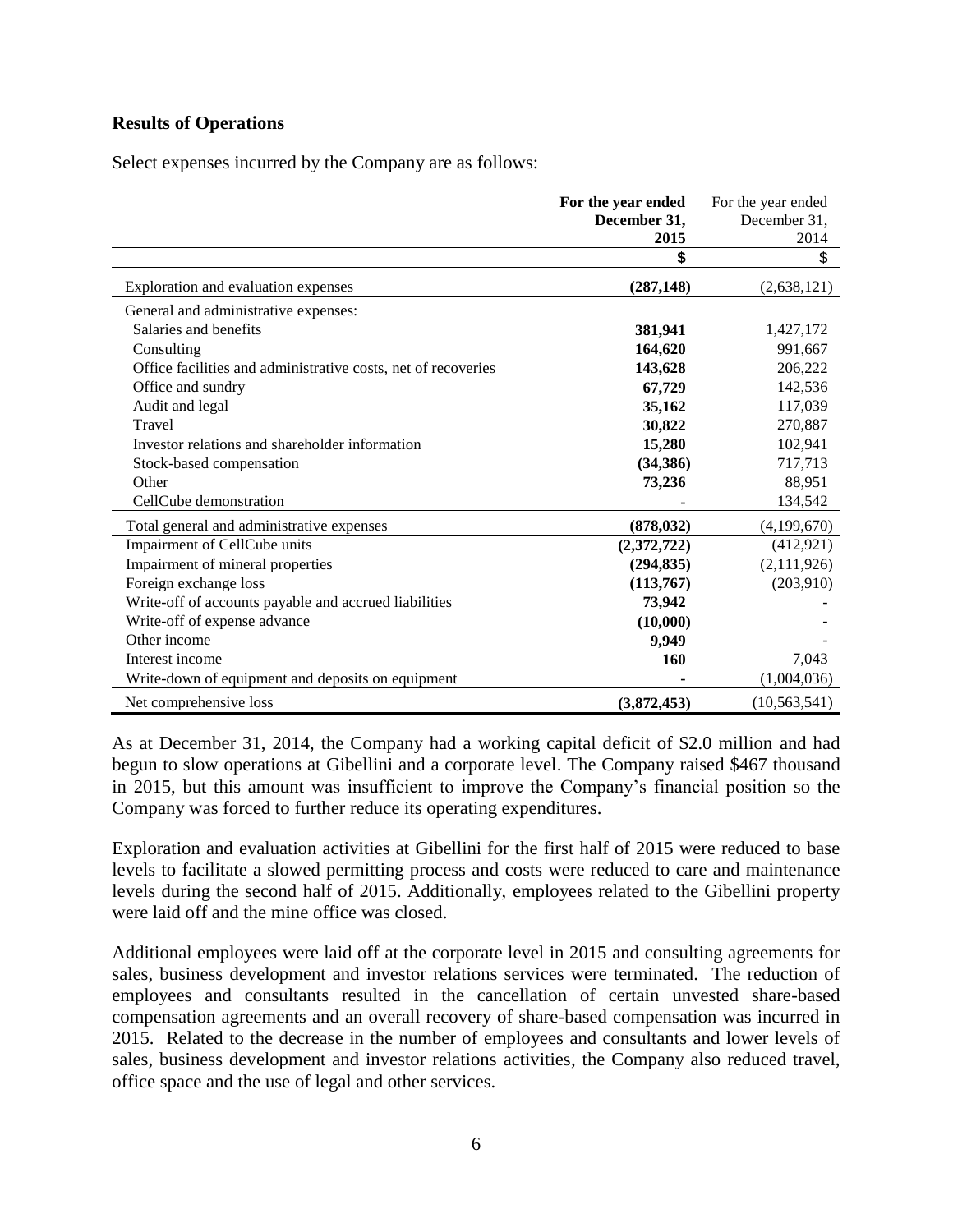### Results of Operations

Select expenses incurred by the Company are as follows:

| | **For the year ended December 31, 2015** | For the year ended December 31, 2014 |
|---|---|---|
| | **$** | $ |
| Exploration and evaluation expenses | **(287,148)** | (2,638,121) |
| General and administrative expenses: | | |
| Salaries and benefits | **381,941** | 1,427,172 |
| Consulting | **164,620** | 991,667 |
| Office facilities and administrative costs, net of recoveries | **143,628** | 206,222 |
| Office and sundry | **67,729** | 142,536 |
| Audit and legal | **35,162** | 117,039 |
| Travel | **30,822** | 270,887 |
| Investor relations and shareholder information | **15,280** | 102,941 |
| Stock-based compensation | **(34,386)** | 717,713 |
| Other | **73,236** | 88,951 |
| CellCube demonstration | **-** | 134,542 |
| Total general and administrative expenses | **(878,032)** | (4,199,670) |
| Impairment of CellCube units | **(2,372,722)** | (412,921) |
| Impairment of mineral properties | **(294,835)** | (2,111,926) |
| Foreign exchange loss | **(113,767)** | (203,910) |
| Write-off of accounts payable and accrued liabilities | **73,942** | - |
| Write-off of expense advance | **(10,000)** | - |
| Other income | **9,949** | - |
| Interest income | **160** | 7,043 |
| Write-down of equipment and deposits on equipment | **-** | (1,004,036) |
| Net comprehensive loss | **(3,872,453)** | (10,563,541) |

As at December 31, 2014, the Company had a working capital deficit of $2.0 million and had begun to slow operations at Gibellini and a corporate level. The Company raised $467 thousand in 2015, but this amount was insufficient to improve the Company's financial position so the Company was forced to further reduce its operating expenditures.

Exploration and evaluation activities at Gibellini for the first half of 2015 were reduced to base levels to facilitate a slowed permitting process and costs were reduced to care and maintenance levels during the second half of 2015. Additionally, employees related to the Gibellini property were laid off and the mine office was closed.

Additional employees were laid off at the corporate level in 2015 and consulting agreements for sales, business development and investor relations services were terminated. The reduction of employees and consultants resulted in the cancellation of certain unvested share-based compensation agreements and an overall recovery of share-based compensation was incurred in 2015. Related to the decrease in the number of employees and consultants and lower levels of sales, business development and investor relations activities, the Company also reduced travel, office space and the use of legal and other services.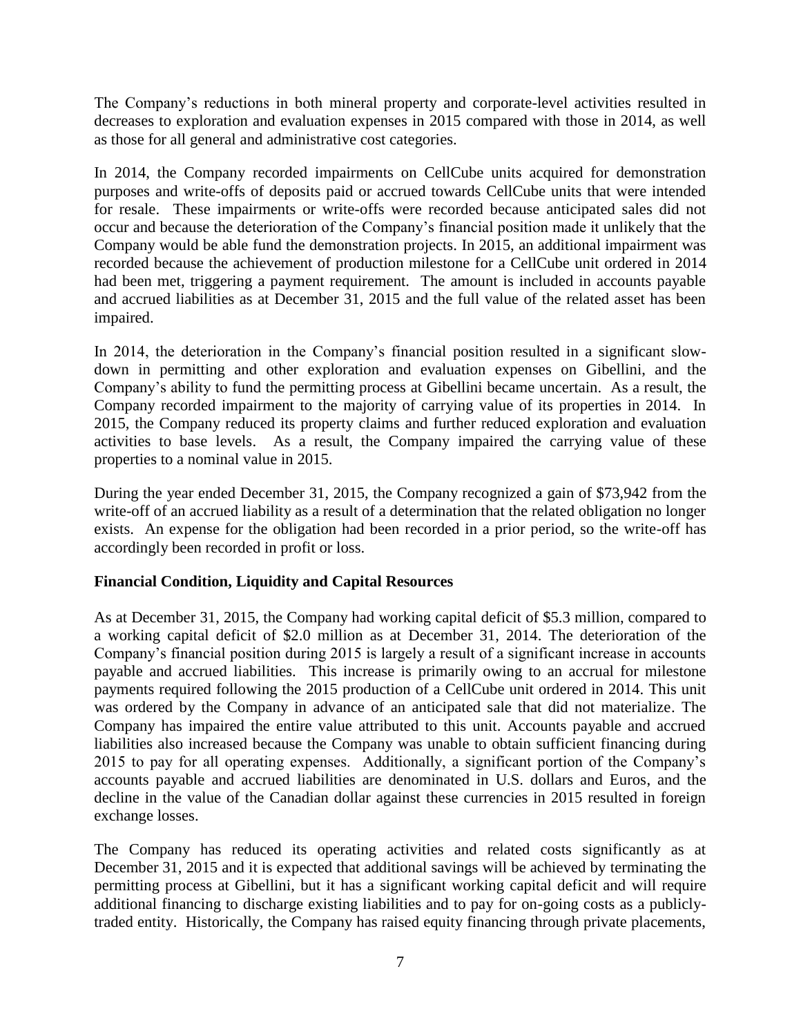The Company's reductions in both mineral property and corporate-level activities resulted in decreases to exploration and evaluation expenses in 2015 compared with those in 2014, as well as those for all general and administrative cost categories.

In 2014, the Company recorded impairments on CellCube units acquired for demonstration purposes and write-offs of deposits paid or accrued towards CellCube units that were intended for resale. These impairments or write-offs were recorded because anticipated sales did not occur and because the deterioration of the Company's financial position made it unlikely that the Company would be able fund the demonstration projects. In 2015, an additional impairment was recorded because the achievement of production milestone for a CellCube unit ordered in 2014 had been met, triggering a payment requirement. The amount is included in accounts payable and accrued liabilities as at December 31, 2015 and the full value of the related asset has been impaired.

In 2014, the deterioration in the Company's financial position resulted in a significant slow-down in permitting and other exploration and evaluation expenses on Gibellini, and the Company's ability to fund the permitting process at Gibellini became uncertain. As a result, the Company recorded impairment to the majority of carrying value of its properties in 2014. In 2015, the Company reduced its property claims and further reduced exploration and evaluation activities to base levels. As a result, the Company impaired the carrying value of these properties to a nominal value in 2015.

During the year ended December 31, 2015, the Company recognized a gain of $73,942 from the write-off of an accrued liability as a result of a determination that the related obligation no longer exists. An expense for the obligation had been recorded in a prior period, so the write-off has accordingly been recorded in profit or loss.

## Financial Condition, Liquidity and Capital Resources

As at December 31, 2015, the Company had working capital deficit of $5.3 million, compared to a working capital deficit of $2.0 million as at December 31, 2014. The deterioration of the Company's financial position during 2015 is largely a result of a significant increase in accounts payable and accrued liabilities. This increase is primarily owing to an accrual for milestone payments required following the 2015 production of a CellCube unit ordered in 2014. This unit was ordered by the Company in advance of an anticipated sale that did not materialize. The Company has impaired the entire value attributed to this unit. Accounts payable and accrued liabilities also increased because the Company was unable to obtain sufficient financing during 2015 to pay for all operating expenses. Additionally, a significant portion of the Company's accounts payable and accrued liabilities are denominated in U.S. dollars and Euros, and the decline in the value of the Canadian dollar against these currencies in 2015 resulted in foreign exchange losses.

The Company has reduced its operating activities and related costs significantly as at December 31, 2015 and it is expected that additional savings will be achieved by terminating the permitting process at Gibellini, but it has a significant working capital deficit and will require additional financing to discharge existing liabilities and to pay for on-going costs as a publicly-traded entity. Historically, the Company has raised equity financing through private placements,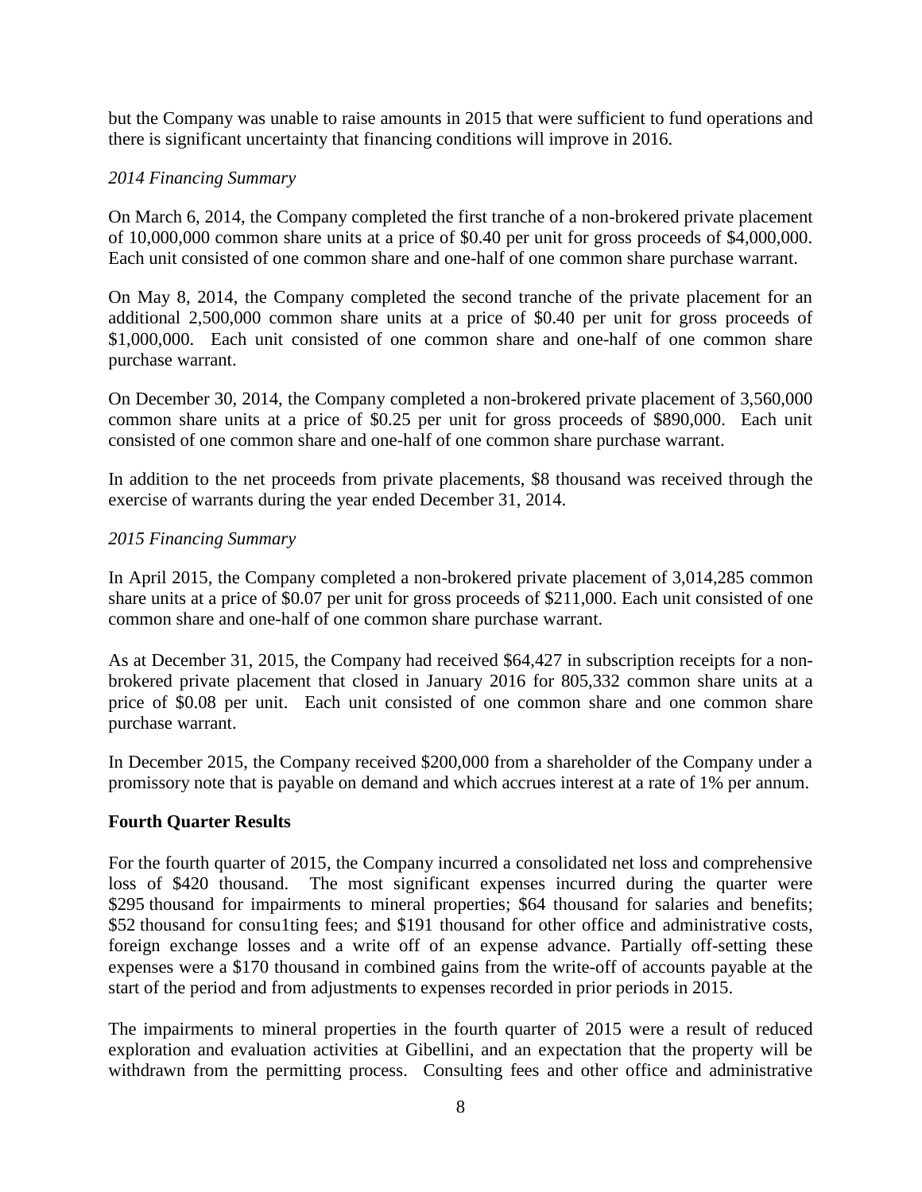but the Company was unable to raise amounts in 2015 that were sufficient to fund operations and there is significant uncertainty that financing conditions will improve in 2016.

*2014 Financing Summary*

On March 6, 2014, the Company completed the first tranche of a non-brokered private placement of 10,000,000 common share units at a price of $0.40 per unit for gross proceeds of $4,000,000. Each unit consisted of one common share and one-half of one common share purchase warrant.

On May 8, 2014, the Company completed the second tranche of the private placement for an additional 2,500,000 common share units at a price of $0.40 per unit for gross proceeds of $1,000,000. Each unit consisted of one common share and one-half of one common share purchase warrant.

On December 30, 2014, the Company completed a non-brokered private placement of 3,560,000 common share units at a price of $0.25 per unit for gross proceeds of $890,000. Each unit consisted of one common share and one-half of one common share purchase warrant.

In addition to the net proceeds from private placements, $8 thousand was received through the exercise of warrants during the year ended December 31, 2014.

*2015 Financing Summary*

In April 2015, the Company completed a non-brokered private placement of 3,014,285 common share units at a price of $0.07 per unit for gross proceeds of $211,000. Each unit consisted of one common share and one-half of one common share purchase warrant.

As at December 31, 2015, the Company had received $64,427 in subscription receipts for a non-brokered private placement that closed in January 2016 for 805,332 common share units at a price of $0.08 per unit. Each unit consisted of one common share and one common share purchase warrant.

In December 2015, the Company received $200,000 from a shareholder of the Company under a promissory note that is payable on demand and which accrues interest at a rate of 1% per annum.

**Fourth Quarter Results**

For the fourth quarter of 2015, the Company incurred a consolidated net loss and comprehensive loss of $420 thousand. The most significant expenses incurred during the quarter were $295 thousand for impairments to mineral properties; $64 thousand for salaries and benefits; $52 thousand for consu1ting fees; and $191 thousand for other office and administrative costs, foreign exchange losses and a write off of an expense advance. Partially off-setting these expenses were a $170 thousand in combined gains from the write-off of accounts payable at the start of the period and from adjustments to expenses recorded in prior periods in 2015.

The impairments to mineral properties in the fourth quarter of 2015 were a result of reduced exploration and evaluation activities at Gibellini, and an expectation that the property will be withdrawn from the permitting process. Consulting fees and other office and administrative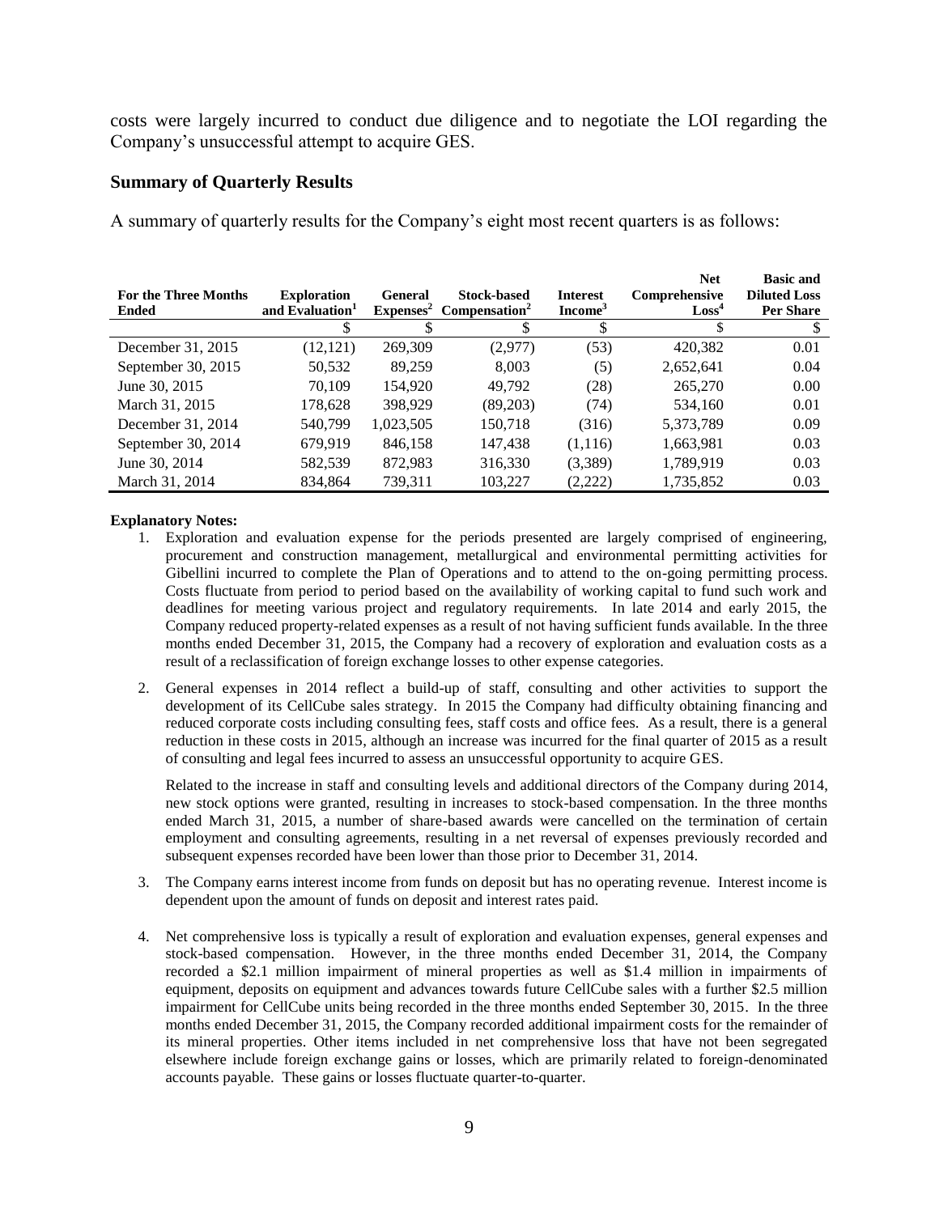costs were largely incurred to conduct due diligence and to negotiate the LOI regarding the Company's unsuccessful attempt to acquire GES.

## Summary of Quarterly Results

A summary of quarterly results for the Company's eight most recent quarters is as follows:

| For the Three Months Ended | Exploration and Evaluation[1] | General Expenses[2] | Stock-based Compensation[2] | Interest Income[3] | Net Comprehensive Loss[4] | Basic and Diluted Loss Per Share |
|---|---|---|---|---|---|---|
| | $ | $ | $ | $ | $ | $ |
| December 31, 2015 | (12,121) | 269,309 | (2,977) | (53) | 420,382 | 0.01 |
| September 30, 2015 | 50,532 | 89,259 | 8,003 | (5) | 2,652,641 | 0.04 |
| June 30, 2015 | 70,109 | 154,920 | 49,792 | (28) | 265,270 | 0.00 |
| March 31, 2015 | 178,628 | 398,929 | (89,203) | (74) | 534,160 | 0.01 |
| December 31, 2014 | 540,799 | 1,023,505 | 150,718 | (316) | 5,373,789 | 0.09 |
| September 30, 2014 | 679,919 | 846,158 | 147,438 | (1,116) | 1,663,981 | 0.03 |
| June 30, 2014 | 582,539 | 872,983 | 316,330 | (3,389) | 1,789,919 | 0.03 |
| March 31, 2014 | 834,864 | 739,311 | 103,227 | (2,222) | 1,735,852 | 0.03 |

**Explanatory Notes:**

1. Exploration and evaluation expense for the periods presented are largely comprised of engineering, procurement and construction management, metallurgical and environmental permitting activities for Gibellini incurred to complete the Plan of Operations and to attend to the on-going permitting process. Costs fluctuate from period to period based on the availability of working capital to fund such work and deadlines for meeting various project and regulatory requirements. In late 2014 and early 2015, the Company reduced property-related expenses as a result of not having sufficient funds available. In the three months ended December 31, 2015, the Company had a recovery of exploration and evaluation costs as a result of a reclassification of foreign exchange losses to other expense categories.

2. General expenses in 2014 reflect a build-up of staff, consulting and other activities to support the development of its CellCube sales strategy. In 2015 the Company had difficulty obtaining financing and reduced corporate costs including consulting fees, staff costs and office fees. As a result, there is a general reduction in these costs in 2015, although an increase was incurred for the final quarter of 2015 as a result of consulting and legal fees incurred to assess an unsuccessful opportunity to acquire GES.

   Related to the increase in staff and consulting levels and additional directors of the Company during 2014, new stock options were granted, resulting in increases to stock-based compensation. In the three months ended March 31, 2015, a number of share-based awards were cancelled on the termination of certain employment and consulting agreements, resulting in a net reversal of expenses previously recorded and subsequent expenses recorded have been lower than those prior to December 31, 2014.

3. The Company earns interest income from funds on deposit but has no operating revenue. Interest income is dependent upon the amount of funds on deposit and interest rates paid.

4. Net comprehensive loss is typically a result of exploration and evaluation expenses, general expenses and stock-based compensation. However, in the three months ended December 31, 2014, the Company recorded a $2.1 million impairment of mineral properties as well as $1.4 million in impairments of equipment, deposits on equipment and advances towards future CellCube sales with a further $2.5 million impairment for CellCube units being recorded in the three months ended September 30, 2015. In the three months ended December 31, 2015, the Company recorded additional impairment costs for the remainder of its mineral properties. Other items included in net comprehensive loss that have not been segregated elsewhere include foreign exchange gains or losses, which are primarily related to foreign-denominated accounts payable. These gains or losses fluctuate quarter-to-quarter.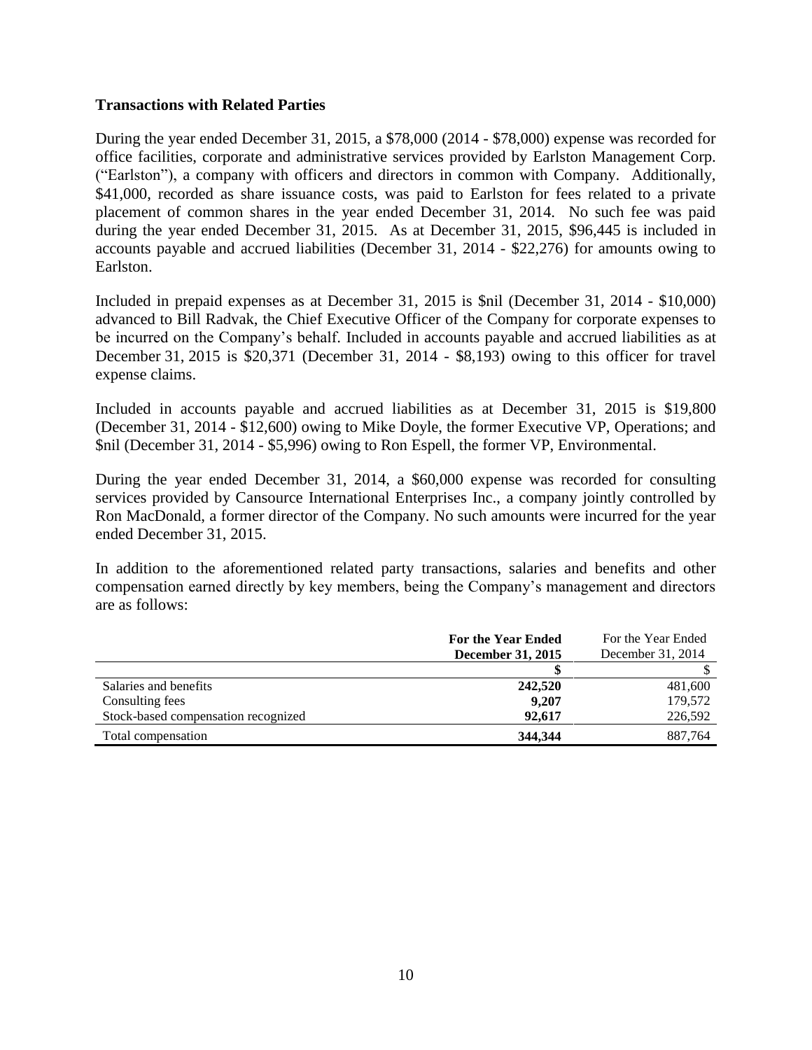**Transactions with Related Parties**

During the year ended December 31, 2015, a $78,000 (2014 - $78,000) expense was recorded for office facilities, corporate and administrative services provided by Earlston Management Corp. ("Earlston"), a company with officers and directors in common with Company. Additionally, $41,000, recorded as share issuance costs, was paid to Earlston for fees related to a private placement of common shares in the year ended December 31, 2014. No such fee was paid during the year ended December 31, 2015. As at December 31, 2015, $96,445 is included in accounts payable and accrued liabilities (December 31, 2014 - $22,276) for amounts owing to Earlston.

Included in prepaid expenses as at December 31, 2015 is $nil (December 31, 2014 - $10,000) advanced to Bill Radvak, the Chief Executive Officer of the Company for corporate expenses to be incurred on the Company's behalf. Included in accounts payable and accrued liabilities as at December 31, 2015 is $20,371 (December 31, 2014 - $8,193) owing to this officer for travel expense claims.

Included in accounts payable and accrued liabilities as at December 31, 2015 is $19,800 (December 31, 2014 - $12,600) owing to Mike Doyle, the former Executive VP, Operations; and $nil (December 31, 2014 - $5,996) owing to Ron Espell, the former VP, Environmental.

During the year ended December 31, 2014, a $60,000 expense was recorded for consulting services provided by Cansource International Enterprises Inc., a company jointly controlled by Ron MacDonald, a former director of the Company. No such amounts were incurred for the year ended December 31, 2015.

In addition to the aforementioned related party transactions, salaries and benefits and other compensation earned directly by key members, being the Company's management and directors are as follows:

| | **For the Year Ended December 31, 2015** | For the Year Ended December 31, 2014 |
|---|---|---|
| | **$** | $ |
| Salaries and benefits | **242,520** | 481,600 |
| Consulting fees | **9,207** | 179,572 |
| Stock-based compensation recognized | **92,617** | 226,592 |
| Total compensation | **344,344** | 887,764 |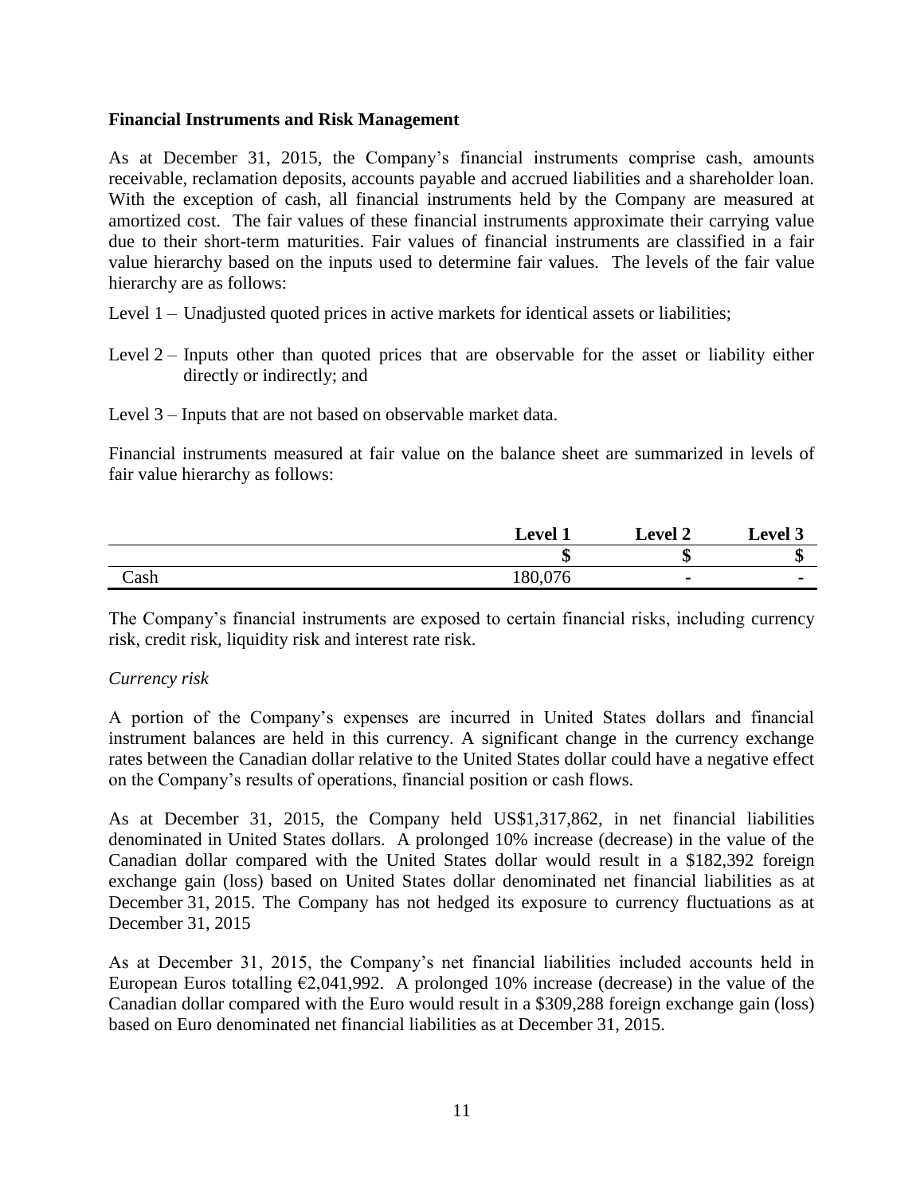## Financial Instruments and Risk Management

As at December 31, 2015, the Company's financial instruments comprise cash, amounts receivable, reclamation deposits, accounts payable and accrued liabilities and a shareholder loan. With the exception of cash, all financial instruments held by the Company are measured at amortized cost. The fair values of these financial instruments approximate their carrying value due to their short-term maturities. Fair values of financial instruments are classified in a fair value hierarchy based on the inputs used to determine fair values. The levels of the fair value hierarchy are as follows:

Level 1 – Unadjusted quoted prices in active markets for identical assets or liabilities;

Level 2 – Inputs other than quoted prices that are observable for the asset or liability either directly or indirectly; and

Level 3 – Inputs that are not based on observable market data.

Financial instruments measured at fair value on the balance sheet are summarized in levels of fair value hierarchy as follows:

| | Level 1 | Level 2 | Level 3 |
|---|---|---|---|
| | $ | $ | $ |
| Cash | 180,076 | - | - |

The Company's financial instruments are exposed to certain financial risks, including currency risk, credit risk, liquidity risk and interest rate risk.

*Currency risk*

A portion of the Company's expenses are incurred in United States dollars and financial instrument balances are held in this currency. A significant change in the currency exchange rates between the Canadian dollar relative to the United States dollar could have a negative effect on the Company's results of operations, financial position or cash flows.

As at December 31, 2015, the Company held US$1,317,862, in net financial liabilities denominated in United States dollars. A prolonged 10% increase (decrease) in the value of the Canadian dollar compared with the United States dollar would result in a $182,392 foreign exchange gain (loss) based on United States dollar denominated net financial liabilities as at December 31, 2015. The Company has not hedged its exposure to currency fluctuations as at December 31, 2015

As at December 31, 2015, the Company's net financial liabilities included accounts held in European Euros totalling €2,041,992. A prolonged 10% increase (decrease) in the value of the Canadian dollar compared with the Euro would result in a $309,288 foreign exchange gain (loss) based on Euro denominated net financial liabilities as at December 31, 2015.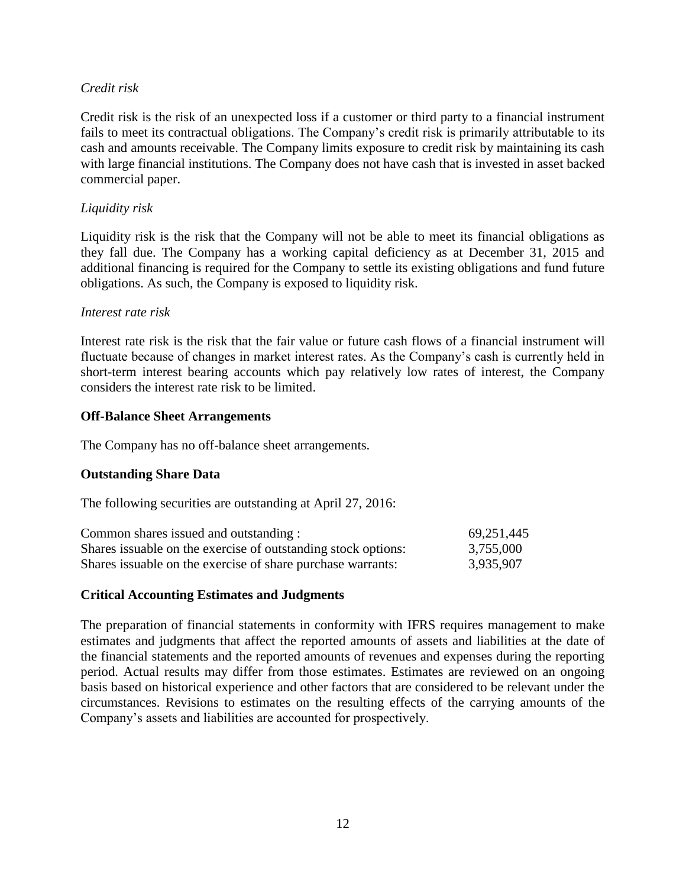*Credit risk*

Credit risk is the risk of an unexpected loss if a customer or third party to a financial instrument fails to meet its contractual obligations. The Company's credit risk is primarily attributable to its cash and amounts receivable. The Company limits exposure to credit risk by maintaining its cash with large financial institutions. The Company does not have cash that is invested in asset backed commercial paper.

*Liquidity risk*

Liquidity risk is the risk that the Company will not be able to meet its financial obligations as they fall due. The Company has a working capital deficiency as at December 31, 2015 and additional financing is required for the Company to settle its existing obligations and fund future obligations. As such, the Company is exposed to liquidity risk.

*Interest rate risk*

Interest rate risk is the risk that the fair value or future cash flows of a financial instrument will fluctuate because of changes in market interest rates. As the Company's cash is currently held in short-term interest bearing accounts which pay relatively low rates of interest, the Company considers the interest rate risk to be limited.

**Off-Balance Sheet Arrangements**

The Company has no off-balance sheet arrangements.

**Outstanding Share Data**

The following securities are outstanding at April 27, 2016:

| | |
|---|---|
| Common shares issued and outstanding : | 69,251,445 |
| Shares issuable on the exercise of outstanding stock options: | 3,755,000 |
| Shares issuable on the exercise of share purchase warrants: | 3,935,907 |

**Critical Accounting Estimates and Judgments**

The preparation of financial statements in conformity with IFRS requires management to make estimates and judgments that affect the reported amounts of assets and liabilities at the date of the financial statements and the reported amounts of revenues and expenses during the reporting period. Actual results may differ from those estimates. Estimates are reviewed on an ongoing basis based on historical experience and other factors that are considered to be relevant under the circumstances. Revisions to estimates on the resulting effects of the carrying amounts of the Company's assets and liabilities are accounted for prospectively.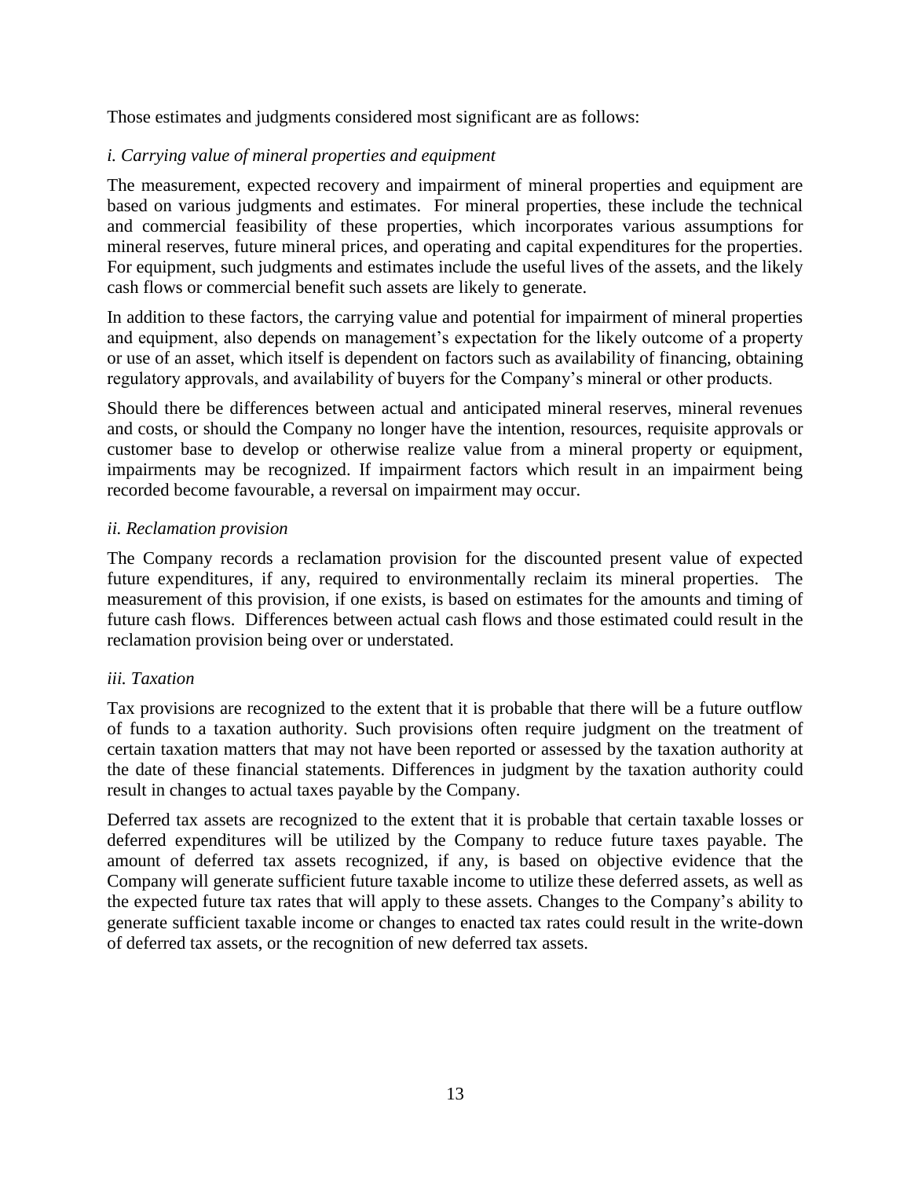Those estimates and judgments considered most significant are as follows:

*i. Carrying value of mineral properties and equipment*

The measurement, expected recovery and impairment of mineral properties and equipment are based on various judgments and estimates. For mineral properties, these include the technical and commercial feasibility of these properties, which incorporates various assumptions for mineral reserves, future mineral prices, and operating and capital expenditures for the properties. For equipment, such judgments and estimates include the useful lives of the assets, and the likely cash flows or commercial benefit such assets are likely to generate.

In addition to these factors, the carrying value and potential for impairment of mineral properties and equipment, also depends on management's expectation for the likely outcome of a property or use of an asset, which itself is dependent on factors such as availability of financing, obtaining regulatory approvals, and availability of buyers for the Company's mineral or other products.

Should there be differences between actual and anticipated mineral reserves, mineral revenues and costs, or should the Company no longer have the intention, resources, requisite approvals or customer base to develop or otherwise realize value from a mineral property or equipment, impairments may be recognized. If impairment factors which result in an impairment being recorded become favourable, a reversal on impairment may occur.

*ii. Reclamation provision*

The Company records a reclamation provision for the discounted present value of expected future expenditures, if any, required to environmentally reclaim its mineral properties. The measurement of this provision, if one exists, is based on estimates for the amounts and timing of future cash flows. Differences between actual cash flows and those estimated could result in the reclamation provision being over or understated.

*iii. Taxation*

Tax provisions are recognized to the extent that it is probable that there will be a future outflow of funds to a taxation authority. Such provisions often require judgment on the treatment of certain taxation matters that may not have been reported or assessed by the taxation authority at the date of these financial statements. Differences in judgment by the taxation authority could result in changes to actual taxes payable by the Company.

Deferred tax assets are recognized to the extent that it is probable that certain taxable losses or deferred expenditures will be utilized by the Company to reduce future taxes payable. The amount of deferred tax assets recognized, if any, is based on objective evidence that the Company will generate sufficient future taxable income to utilize these deferred assets, as well as the expected future tax rates that will apply to these assets. Changes to the Company's ability to generate sufficient taxable income or changes to enacted tax rates could result in the write-down of deferred tax assets, or the recognition of new deferred tax assets.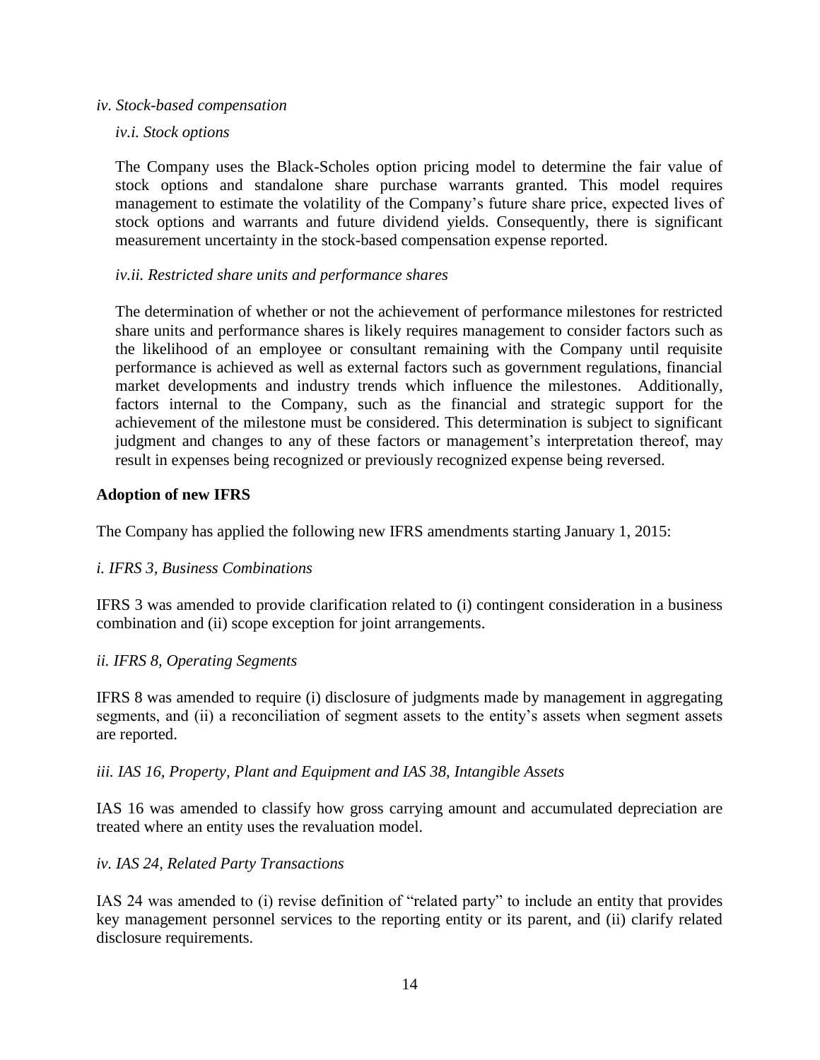*iv. Stock-based compensation*

*iv.i. Stock options*

The Company uses the Black-Scholes option pricing model to determine the fair value of stock options and standalone share purchase warrants granted. This model requires management to estimate the volatility of the Company's future share price, expected lives of stock options and warrants and future dividend yields. Consequently, there is significant measurement uncertainty in the stock-based compensation expense reported.

*iv.ii. Restricted share units and performance shares*

The determination of whether or not the achievement of performance milestones for restricted share units and performance shares is likely requires management to consider factors such as the likelihood of an employee or consultant remaining with the Company until requisite performance is achieved as well as external factors such as government regulations, financial market developments and industry trends which influence the milestones. Additionally, factors internal to the Company, such as the financial and strategic support for the achievement of the milestone must be considered. This determination is subject to significant judgment and changes to any of these factors or management's interpretation thereof, may result in expenses being recognized or previously recognized expense being reversed.

**Adoption of new IFRS**

The Company has applied the following new IFRS amendments starting January 1, 2015:

*i. IFRS 3, Business Combinations*

IFRS 3 was amended to provide clarification related to (i) contingent consideration in a business combination and (ii) scope exception for joint arrangements.

*ii. IFRS 8, Operating Segments*

IFRS 8 was amended to require (i) disclosure of judgments made by management in aggregating segments, and (ii) a reconciliation of segment assets to the entity's assets when segment assets are reported.

*iii. IAS 16, Property, Plant and Equipment and IAS 38, Intangible Assets*

IAS 16 was amended to classify how gross carrying amount and accumulated depreciation are treated where an entity uses the revaluation model.

*iv. IAS 24, Related Party Transactions*

IAS 24 was amended to (i) revise definition of "related party" to include an entity that provides key management personnel services to the reporting entity or its parent, and (ii) clarify related disclosure requirements.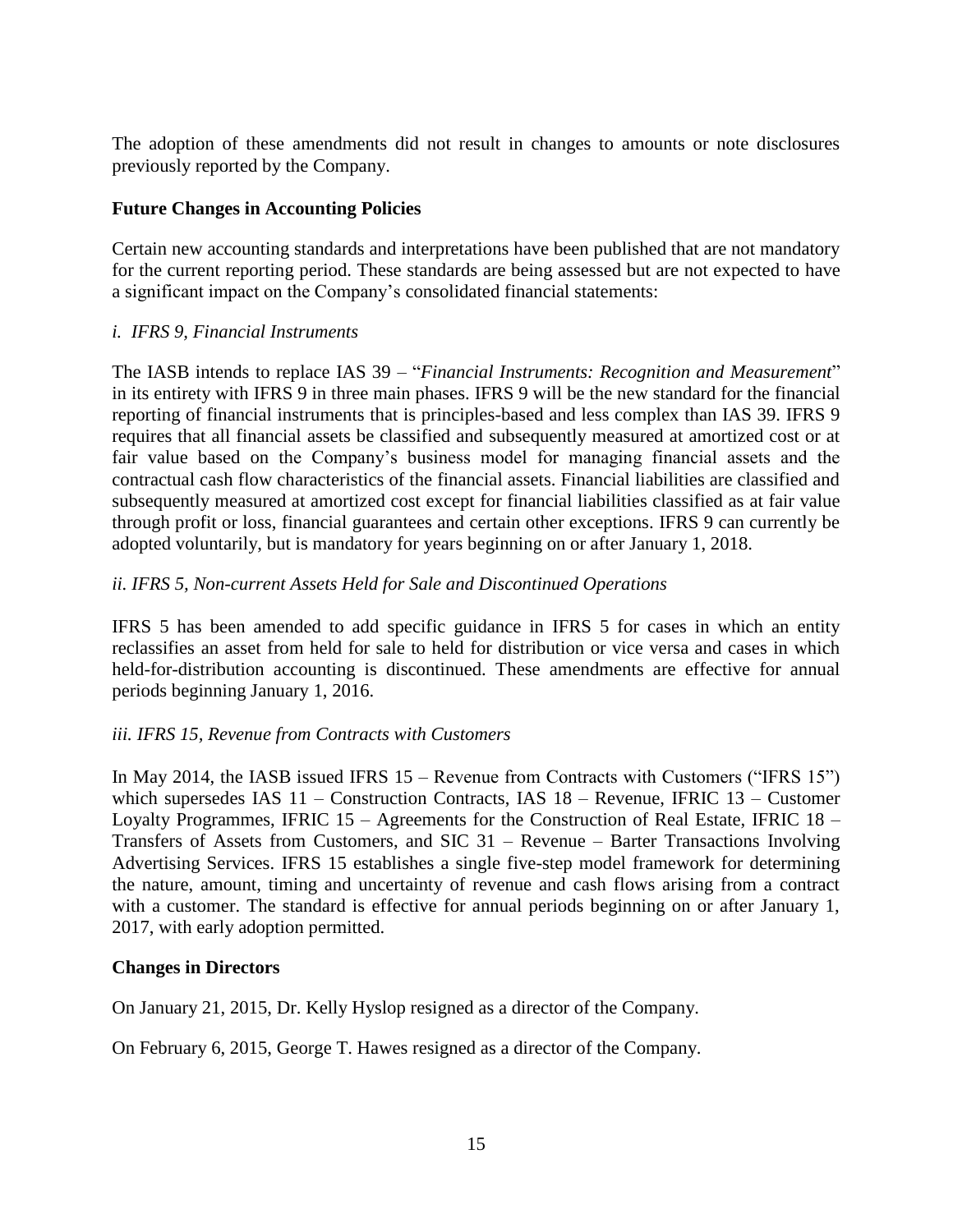The adoption of these amendments did not result in changes to amounts or note disclosures previously reported by the Company.

## Future Changes in Accounting Policies

Certain new accounting standards and interpretations have been published that are not mandatory for the current reporting period. These standards are being assessed but are not expected to have a significant impact on the Company's consolidated financial statements:

### *i. IFRS 9, Financial Instruments*

The IASB intends to replace IAS 39 – "*Financial Instruments: Recognition and Measurement*" in its entirety with IFRS 9 in three main phases. IFRS 9 will be the new standard for the financial reporting of financial instruments that is principles-based and less complex than IAS 39. IFRS 9 requires that all financial assets be classified and subsequently measured at amortized cost or at fair value based on the Company's business model for managing financial assets and the contractual cash flow characteristics of the financial assets. Financial liabilities are classified and subsequently measured at amortized cost except for financial liabilities classified as at fair value through profit or loss, financial guarantees and certain other exceptions. IFRS 9 can currently be adopted voluntarily, but is mandatory for years beginning on or after January 1, 2018.

### *ii. IFRS 5, Non-current Assets Held for Sale and Discontinued Operations*

IFRS 5 has been amended to add specific guidance in IFRS 5 for cases in which an entity reclassifies an asset from held for sale to held for distribution or vice versa and cases in which held-for-distribution accounting is discontinued. These amendments are effective for annual periods beginning January 1, 2016.

### *iii. IFRS 15, Revenue from Contracts with Customers*

In May 2014, the IASB issued IFRS 15 – Revenue from Contracts with Customers ("IFRS 15") which supersedes IAS 11 – Construction Contracts, IAS 18 – Revenue, IFRIC 13 – Customer Loyalty Programmes, IFRIC 15 – Agreements for the Construction of Real Estate, IFRIC 18 – Transfers of Assets from Customers, and SIC 31 – Revenue – Barter Transactions Involving Advertising Services. IFRS 15 establishes a single five-step model framework for determining the nature, amount, timing and uncertainty of revenue and cash flows arising from a contract with a customer. The standard is effective for annual periods beginning on or after January 1, 2017, with early adoption permitted.

## Changes in Directors

On January 21, 2015, Dr. Kelly Hyslop resigned as a director of the Company.

On February 6, 2015, George T. Hawes resigned as a director of the Company.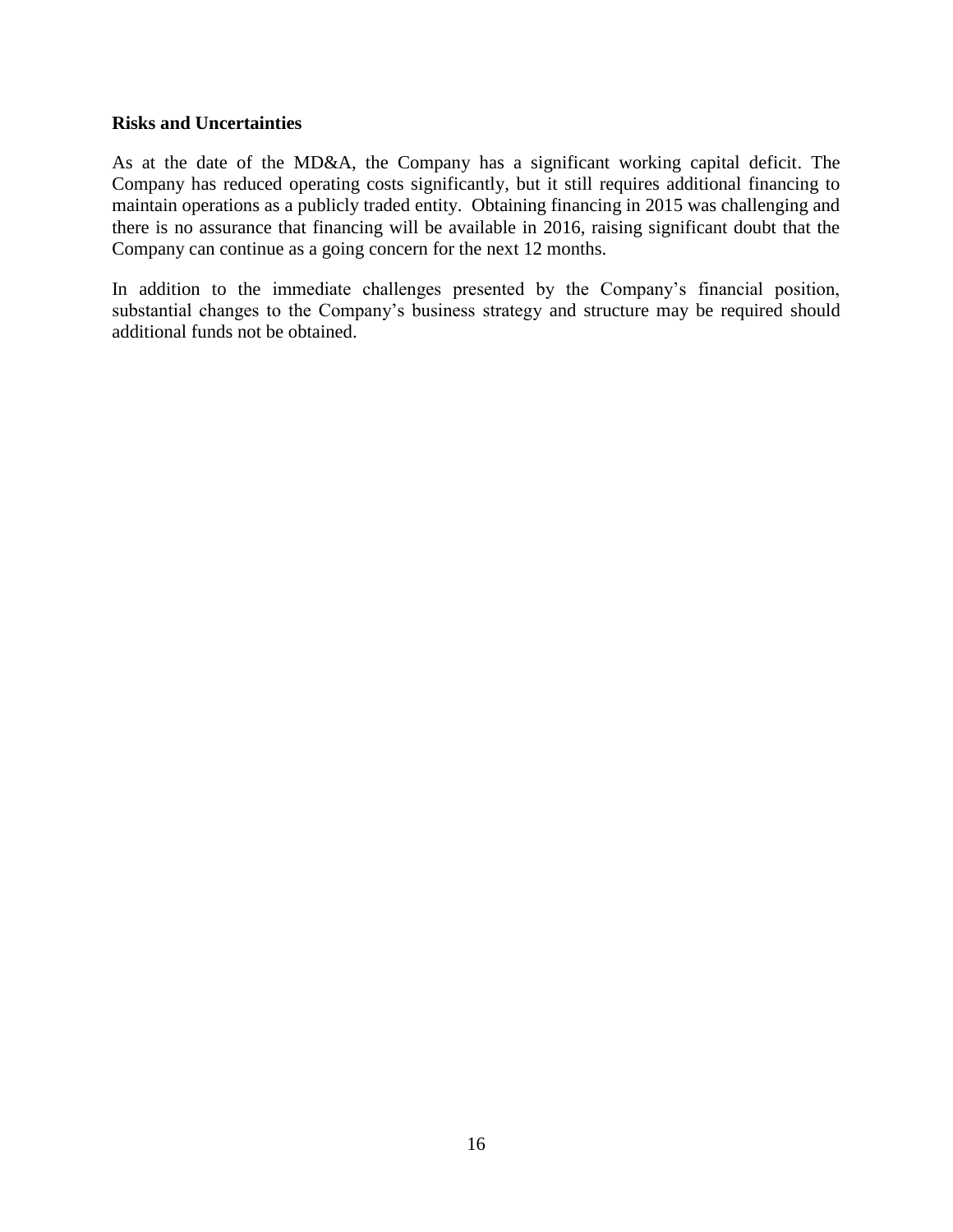**Risks and Uncertainties**

As at the date of the MD&A, the Company has a significant working capital deficit. The Company has reduced operating costs significantly, but it still requires additional financing to maintain operations as a publicly traded entity. Obtaining financing in 2015 was challenging and there is no assurance that financing will be available in 2016, raising significant doubt that the Company can continue as a going concern for the next 12 months.

In addition to the immediate challenges presented by the Company's financial position, substantial changes to the Company's business strategy and structure may be required should additional funds not be obtained.